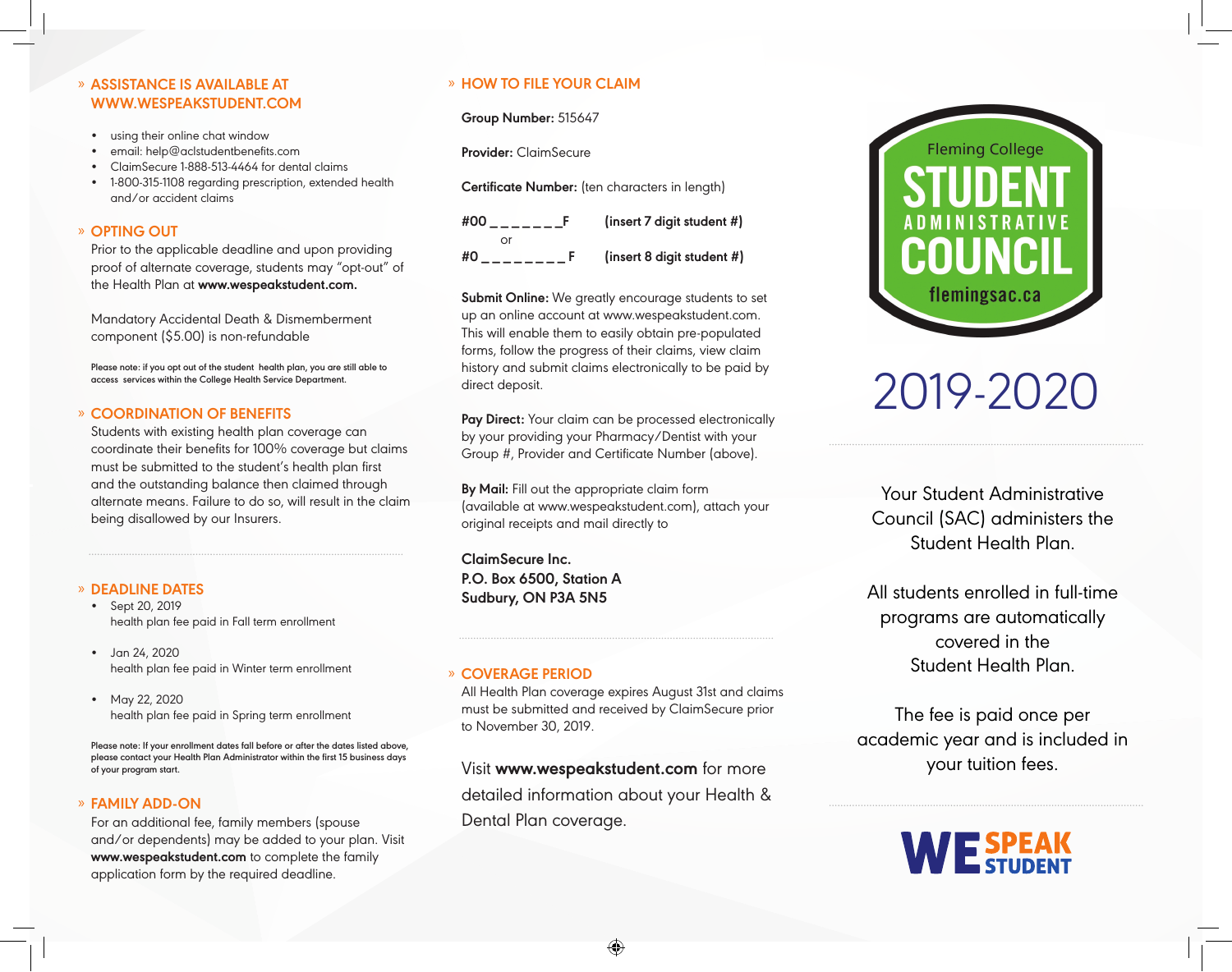## » ASSISTANCE IS AVAILABLE AT WWW.WESPEAKSTUDENT.COM

- using their online chat window
- email: help@aclstudentbenefits.com
- ClaimSecure 1-888-513-4464 for dental claims
- 1-800-315-1108 regarding prescription, extended health and/or accident claims

## » OPTING OUT

Prior to the applicable deadline and upon providing proof of alternate coverage, students may "opt-out" of the Health Plan at **www.wespeakstudent.com.**

Mandatory Accidental Death & Dismemberment component ($5.00) is non-refundable

Please note: if you opt out of the student health plan, you are still able to access services within the College Health Service Department.

## » COORDINATION OF BENEFITS

Students with existing health plan coverage can coordinate their benefits for 100% coverage but claims must be submitted to the student's health plan first and the outstanding balance then claimed through alternate means. Failure to do so, will result in the claim being disallowed by our Insurers.

## » DEADLINE DATES

- Sept 20, 2019
  health plan fee paid in Fall term enrollment
- Jan 24, 2020
  health plan fee paid in Winter term enrollment
- May 22, 2020
  health plan fee paid in Spring term enrollment

Please note: If your enrollment dates fall before or after the dates listed above, please contact your Health Plan Administrator within the first 15 business days of your program start.

## » FAMILY ADD-ON

For an additional fee, family members (spouse and/or dependents) may be added to your plan. Visit **www.wespeakstudent.com** to complete the family application form by the required deadline.

## » HOW TO FILE YOUR CLAIM

**Group Number:** 515647

**Provider:** ClaimSecure

**Certificate Number:** (ten characters in length)

**#00 _ _ _ _ _ _ _F** **(insert 7 digit student #)**
or
**#0 _ _ _ _ _ _ _ _ F** **(insert 8 digit student #)**

**Submit Online:** We greatly encourage students to set up an online account at www.wespeakstudent.com. This will enable them to easily obtain pre-populated forms, follow the progress of their claims, view claim history and submit claims electronically to be paid by direct deposit.

**Pay Direct:** Your claim can be processed electronically by your providing your Pharmacy/Dentist with your Group #, Provider and Certificate Number (above).

**By Mail:** Fill out the appropriate claim form (available at www.wespeakstudent.com), attach your original receipts and mail directly to

**ClaimSecure Inc.**
**P.O. Box 6500, Station A**
**Sudbury, ON P3A 5N5**

## » COVERAGE PERIOD

All Health Plan coverage expires August 31st and claims must be submitted and received by ClaimSecure prior to November 30, 2019.

Visit **www.wespeakstudent.com** for more detailed information about your Health & Dental Plan coverage.

Fleming College
**STUDENT ADMINISTRATIVE COUNCIL**
flemingsac.ca

# 2019-2020

Your Student Administrative Council (SAC) administers the Student Health Plan.

All students enrolled in full-time programs are automatically covered in the Student Health Plan.

The fee is paid once per academic year and is included in your tuition fees.

**WE SPEAK STUDENT**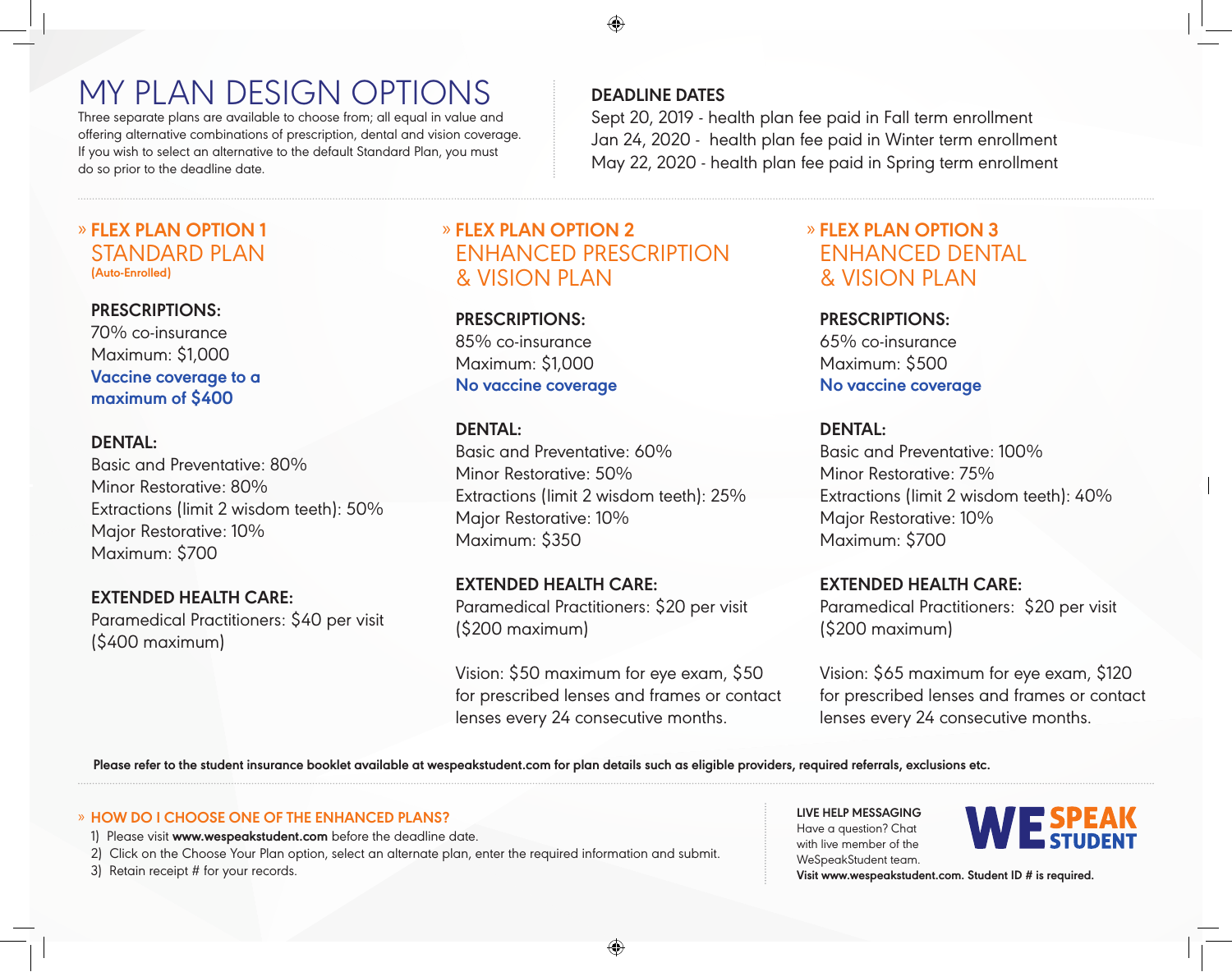# MY PLAN DESIGN OPTIONS

Three separate plans are available to choose from; all equal in value and offering alternative combinations of prescription, dental and vision coverage. If you wish to select an alternative to the default Standard Plan, you must do so prior to the deadline date.

**DEADLINE DATES**

Sept 20, 2019 - health plan fee paid in Fall term enrollment
Jan 24, 2020 - health plan fee paid in Winter term enrollment
May 22, 2020 - health plan fee paid in Spring term enrollment

## » FLEX PLAN OPTION 1
## STANDARD PLAN
**(Auto-Enrolled)**

**PRESCRIPTIONS:**
70% co-insurance
Maximum: $1,000
**Vaccine coverage to a maximum of $400**

**DENTAL:**
Basic and Preventative: 80%
Minor Restorative: 80%
Extractions (limit 2 wisdom teeth): 50%
Major Restorative: 10%
Maximum: $700

**EXTENDED HEALTH CARE:**
Paramedical Practitioners: $40 per visit ($400 maximum)

## » FLEX PLAN OPTION 2
## ENHANCED PRESCRIPTION & VISION PLAN

**PRESCRIPTIONS:**
85% co-insurance
Maximum: $1,000
**No vaccine coverage**

**DENTAL:**
Basic and Preventative: 60%
Minor Restorative: 50%
Extractions (limit 2 wisdom teeth): 25%
Major Restorative: 10%
Maximum: $350

**EXTENDED HEALTH CARE:**
Paramedical Practitioners: $20 per visit ($200 maximum)

Vision: $50 maximum for eye exam, $50 for prescribed lenses and frames or contact lenses every 24 consecutive months.

## » FLEX PLAN OPTION 3
## ENHANCED DENTAL & VISION PLAN

**PRESCRIPTIONS:**
65% co-insurance
Maximum: $500
**No vaccine coverage**

**DENTAL:**
Basic and Preventative: 100%
Minor Restorative: 75%
Extractions (limit 2 wisdom teeth): 40%
Major Restorative: 10%
Maximum: $700

**EXTENDED HEALTH CARE:**
Paramedical Practitioners: $20 per visit ($200 maximum)

Vision: $65 maximum for eye exam, $120 for prescribed lenses and frames or contact lenses every 24 consecutive months.

**Please refer to the student insurance booklet available at wespeakstudent.com for plan details such as eligible providers, required referrals, exclusions etc.**

## » HOW DO I CHOOSE ONE OF THE ENHANCED PLANS?

1) Please visit **www.wespeakstudent.com** before the deadline date.
2) Click on the Choose Your Plan option, select an alternate plan, enter the required information and submit.
3) Retain receipt # for your records.

**LIVE HELP MESSAGING**
Have a question? Chat with live member of the WeSpeakStudent team.
**Visit www.wespeakstudent.com. Student ID # is required.**

WE SPEAK STUDENT